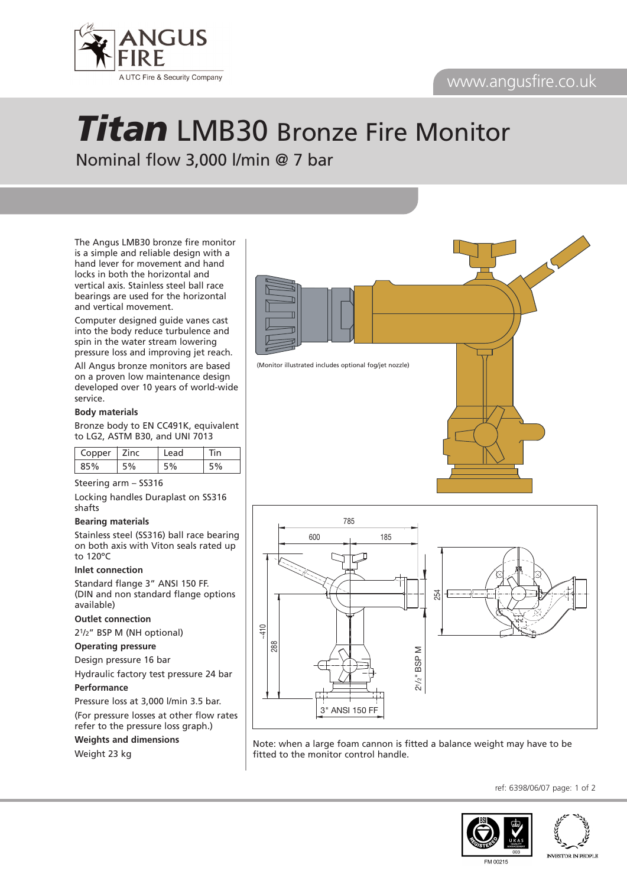# *Titan* LMB30 Bronze Fire Monitor

## Nominal flow 3,000 l/min @ 7 bar

The Angus LMB30 bronze fire monitor is a simple and reliable design with a hand lever for movement and hand locks in both the horizontal and vertical axis. Stainless steel ball race bearings are used for the horizontal and vertical movement.

Computer designed guide vanes cast into the body reduce turbulence and spin in the water stream lowering pressure loss and improving jet reach.

All Angus bronze monitors are based on a proven low maintenance design developed over 10 years of world-wide service.

**Body materials**

Bronze body to EN CC491K, equivalent to LG2, ASTM B30, and UNI 7013

| Copper | Zinc | Lead | Tin |
|---|---|---|---|
| 85% | 5% | 5% | 5% |

Steering arm – SS316

Locking handles Duraplast on SS316 shafts

**Bearing materials**

Stainless steel (SS316) ball race bearing on both axis with Viton seals rated up to 120°C

**Inlet connection**

Standard flange 3" ANSI 150 FF. (DIN and non standard flange options available)

**Outlet connection**

2½" BSP M (NH optional)

**Operating pressure**

Design pressure 16 bar

Hydraulic factory test pressure 24 bar

**Performance**

Pressure loss at 3,000 l/min 3.5 bar.

(For pressure losses at other flow rates refer to the pressure loss graph.)

**Weights and dimensions**

Weight 23 kg

(Monitor illustrated includes optional fog/jet nozzle)

Note: when a large foam cannon is fitted a balance weight may have to be fitted to the monitor control handle.

ref: 6398/06/07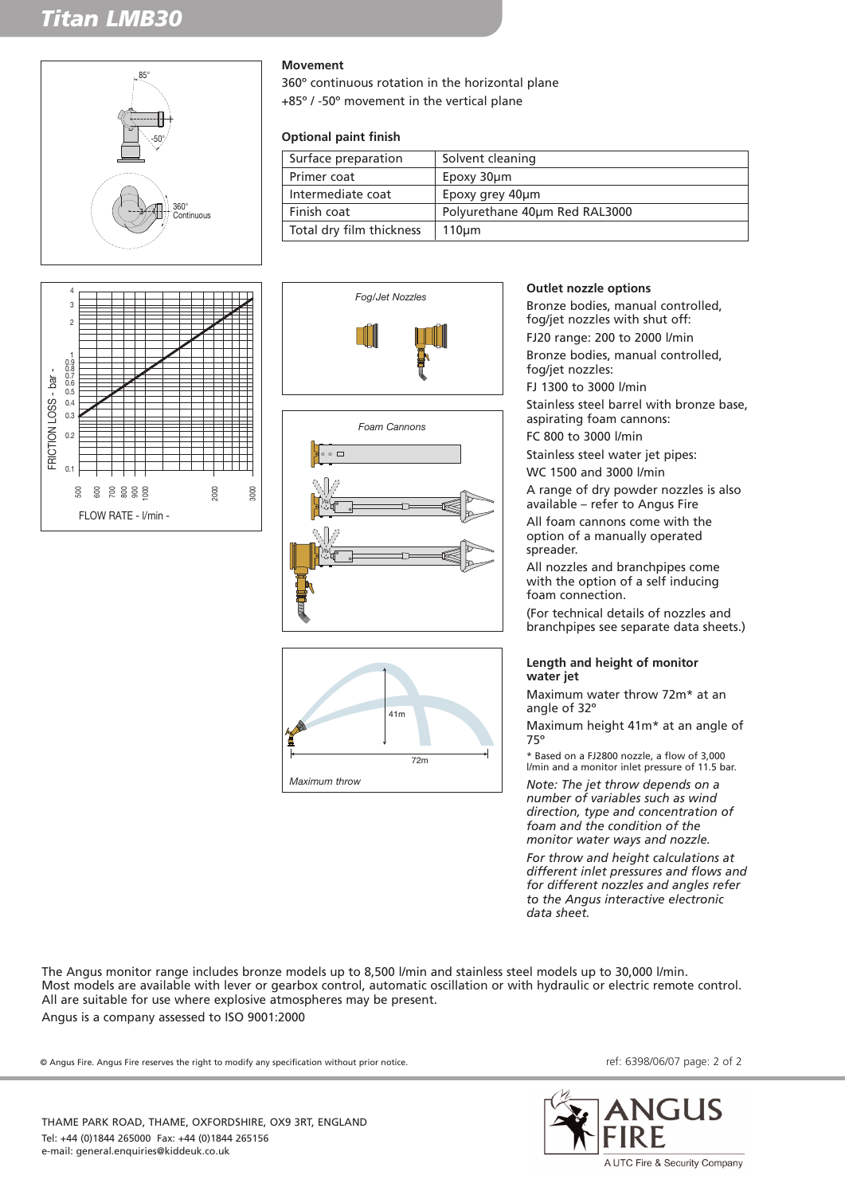85°

-50°

360° Continuous

### Movement

360° continuous rotation in the horizontal plane

+85° / -50° movement in the vertical plane

### Optional paint finish

| | |
|---|---|
| Surface preparation | Solvent cleaning |
| Primer coat | Epoxy 30µm |
| Intermediate coat | Epoxy grey 40µm |
| Finish coat | Polyurethane 40µm Red RAL3000 |
| Total dry film thickness | 110µm |

FRICTION LOSS - bar -

4
3
2
1
0.9
0.8
0.7
0.6
0.5
0.4
0.3
0.2
0.1

500 600 700 800 900 1000 2000 3000

FLOW RATE - l/min -

*Fog/Jet Nozzles*

*Foam Cannons*

41m

72m

*Maximum throw*

### Outlet nozzle options

Bronze bodies, manual controlled, fog/jet nozzles with shut off:

FJ20 range: 200 to 2000 l/min

Bronze bodies, manual controlled, fog/jet nozzles:

FJ 1300 to 3000 l/min

Stainless steel barrel with bronze base, aspirating foam cannons:

FC 800 to 3000 l/min

Stainless steel water jet pipes:

WC 1500 and 3000 l/min

A range of dry powder nozzles is also available – refer to Angus Fire

All foam cannons come with the option of a manually operated spreader.

All nozzles and branchpipes come with the option of a self inducing foam connection.

(For technical details of nozzles and branchpipes see separate data sheets.)

### Length and height of monitor water jet

Maximum water throw 72m* at an angle of 32°

Maximum height 41m* at an angle of 75°

* Based on a FJ2800 nozzle, a flow of 3,000 l/min and a monitor inlet pressure of 11.5 bar.

*Note: The jet throw depends on a number of variables such as wind direction, type and concentration of foam and the condition of the monitor water ways and nozzle.*

*For throw and height calculations at different inlet pressures and flows and for different nozzles and angles refer to the Angus interactive electronic data sheet.*

The Angus monitor range includes bronze models up to 8,500 l/min and stainless steel models up to 30,000 l/min.
Most models are available with lever or gearbox control, automatic oscillation or with hydraulic or electric remote control.
All are suitable for use where explosive atmospheres may be present.

Angus is a company assessed to ISO 9001:2000

© Angus Fire. Angus Fire reserves the right to modify any specification without prior notice.

ref: 6398/06/07

THAME PARK ROAD, THAME, OXFORDSHIRE, OX9 3RT, ENGLAND
Tel: +44 (0)1844 265000 Fax: +44 (0)1844 265156
e-mail: general.enquiries@kiddeuk.co.uk

ANGUS FIRE
A UTC Fire & Security Company